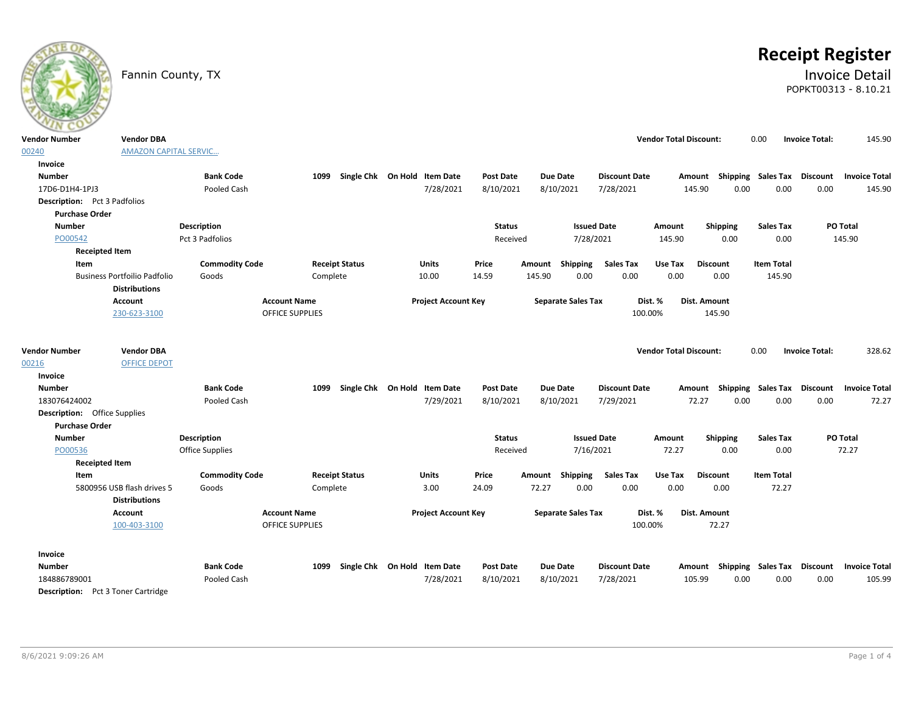Fannin County, TX

# Receipt Register

## Invoice Detail

POPKT00313 - 8.10.21

| Vendor Number | Vendor DBA | Vendor Total Discount: | Invoice Total: |
|---|---|---|---|
| 00240 | AMAZON CAPITAL SERVIC... | 0.00 | 145.90 |

**Invoice**

| Number | Bank Code | 1099 | Single Chk | On Hold | Item Date | Post Date | Due Date | Discount Date | Amount | Shipping | Sales Tax | Discount | Invoice Total |
|---|---|---|---|---|---|---|---|---|---|---|---|---|---|
| 17D6-D1H4-1PJ3 | Pooled Cash | | | | 7/28/2021 | 8/10/2021 | 8/10/2021 | 7/28/2021 | 145.90 | 0.00 | 0.00 | 0.00 | 145.90 |

**Description:** Pct 3 Padfolios

**Purchase Order**

| Number | Description | Status | Issued Date | Amount | Shipping | Sales Tax | PO Total |
|---|---|---|---|---|---|---|---|
| PO00542 | Pct 3 Padfolios | Received | 7/28/2021 | 145.90 | 0.00 | 0.00 | 145.90 |

**Receipted Item**

| Item | Commodity Code | Receipt Status | Units | Price | Amount | Shipping | Sales Tax | Use Tax | Discount | Item Total |
|---|---|---|---|---|---|---|---|---|---|---|
| Business Portfoilio Padfolio | Goods | Complete | 10.00 | 14.59 | 145.90 | 0.00 | 0.00 | 0.00 | 0.00 | 145.90 |

**Distributions**

| Account | Account Name | Project Account Key | Separate Sales Tax | Dist. % | Dist. Amount |
|---|---|---|---|---|---|
| 230-623-3100 | OFFICE SUPPLIES | | | 100.00% | 145.90 |

| Vendor Number | Vendor DBA | Vendor Total Discount: | Invoice Total: |
|---|---|---|---|
| 00216 | OFFICE DEPOT | 0.00 | 328.62 |

**Invoice**

| Number | Bank Code | 1099 | Single Chk | On Hold | Item Date | Post Date | Due Date | Discount Date | Amount | Shipping | Sales Tax | Discount | Invoice Total |
|---|---|---|---|---|---|---|---|---|---|---|---|---|---|
| 183076424002 | Pooled Cash | | | | 7/29/2021 | 8/10/2021 | 8/10/2021 | 7/29/2021 | 72.27 | 0.00 | 0.00 | 0.00 | 72.27 |

**Description:** Office Supplies

**Purchase Order**

| Number | Description | Status | Issued Date | Amount | Shipping | Sales Tax | PO Total |
|---|---|---|---|---|---|---|---|
| PO00536 | Office Supplies | Received | 7/16/2021 | 72.27 | 0.00 | 0.00 | 72.27 |

**Receipted Item**

| Item | Commodity Code | Receipt Status | Units | Price | Amount | Shipping | Sales Tax | Use Tax | Discount | Item Total |
|---|---|---|---|---|---|---|---|---|---|---|
| 5800956 USB flash drives 5 | Goods | Complete | 3.00 | 24.09 | 72.27 | 0.00 | 0.00 | 0.00 | 0.00 | 72.27 |

**Distributions**

| Account | Account Name | Project Account Key | Separate Sales Tax | Dist. % | Dist. Amount |
|---|---|---|---|---|---|
| 100-403-3100 | OFFICE SUPPLIES | | | 100.00% | 72.27 |

**Invoice**

| Number | Bank Code | 1099 | Single Chk | On Hold | Item Date | Post Date | Due Date | Discount Date | Amount | Shipping | Sales Tax | Discount | Invoice Total |
|---|---|---|---|---|---|---|---|---|---|---|---|---|---|
| 184886789001 | Pooled Cash | | | | 7/28/2021 | 8/10/2021 | 8/10/2021 | 7/28/2021 | 105.99 | 0.00 | 0.00 | 0.00 | 105.99 |

**Description:** Pct 3 Toner Cartridge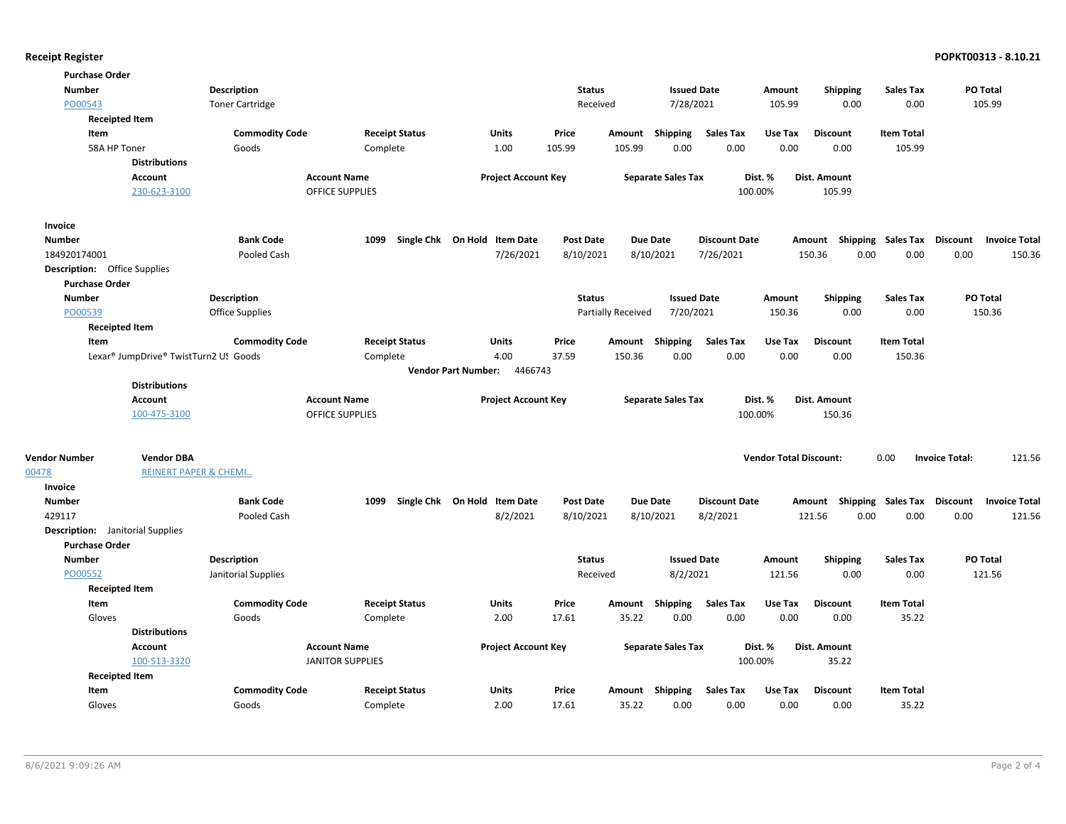**Receipt Register** — **POPKT00313 - 8.10.21**

**Purchase Order**

| Number | Description | Status | Issued Date | Amount | Shipping | Sales Tax | PO Total |
|---|---|---|---|---|---|---|---|
| PO00543 | Toner Cartridge | Received | 7/28/2021 | 105.99 | 0.00 | 0.00 | 105.99 |

**Receipted Item**

| Item | Commodity Code | Receipt Status | Units | Price | Amount | Shipping | Sales Tax | Use Tax | Discount | Item Total |
|---|---|---|---|---|---|---|---|---|---|---|
| 58A HP Toner | Goods | Complete | 1.00 | 105.99 | 105.99 | 0.00 | 0.00 | 0.00 | 0.00 | 105.99 |

**Distributions**

| Account | Account Name | Project Account Key | Separate Sales Tax | Dist. % | Dist. Amount |
|---|---|---|---|---|---|
| 230-623-3100 | OFFICE SUPPLIES | | | 100.00% | 105.99 |

**Invoice**

| Number | Bank Code | 1099 | Single Chk | On Hold | Item Date | Post Date | Due Date | Discount Date | Amount | Shipping | Sales Tax | Discount | Invoice Total |
|---|---|---|---|---|---|---|---|---|---|---|---|---|---|
| 184920174001 | Pooled Cash | | | | 7/26/2021 | 8/10/2021 | 8/10/2021 | 7/26/2021 | 150.36 | 0.00 | 0.00 | 0.00 | 150.36 |

**Description:** Office Supplies

**Purchase Order**

| Number | Description | Status | Issued Date | Amount | Shipping | Sales Tax | PO Total |
|---|---|---|---|---|---|---|---|
| PO00539 | Office Supplies | Partially Received | 7/20/2021 | 150.36 | 0.00 | 0.00 | 150.36 |

**Receipted Item**

| Item | Commodity Code | Receipt Status | Units | Price | Amount | Shipping | Sales Tax | Use Tax | Discount | Item Total |
|---|---|---|---|---|---|---|---|---|---|---|
| Lexar® JumpDrive® TwistTurn2 US | Goods | Complete | 4.00 | 37.59 | 150.36 | 0.00 | 0.00 | 0.00 | 0.00 | 150.36 |

**Vendor Part Number:** 4466743

**Distributions**

| Account | Account Name | Project Account Key | Separate Sales Tax | Dist. % | Dist. Amount |
|---|---|---|---|---|---|
| 100-475-3100 | OFFICE SUPPLIES | | | 100.00% | 150.36 |

| Vendor Number | Vendor DBA | Vendor Total Discount: | Invoice Total: |
|---|---|---|---|
| 00478 | REINERT PAPER & CHEMI... | 0.00 | 121.56 |

**Invoice**

| Number | Bank Code | 1099 | Single Chk | On Hold | Item Date | Post Date | Due Date | Discount Date | Amount | Shipping | Sales Tax | Discount | Invoice Total |
|---|---|---|---|---|---|---|---|---|---|---|---|---|---|
| 429117 | Pooled Cash | | | | 8/2/2021 | 8/10/2021 | 8/10/2021 | 8/2/2021 | 121.56 | 0.00 | 0.00 | 0.00 | 121.56 |

**Description:** Janitorial Supplies

**Purchase Order**

| Number | Description | Status | Issued Date | Amount | Shipping | Sales Tax | PO Total |
|---|---|---|---|---|---|---|---|
| PO00552 | Janitorial Supplies | Received | 8/2/2021 | 121.56 | 0.00 | 0.00 | 121.56 |

**Receipted Item**

| Item | Commodity Code | Receipt Status | Units | Price | Amount | Shipping | Sales Tax | Use Tax | Discount | Item Total |
|---|---|---|---|---|---|---|---|---|---|---|
| Gloves | Goods | Complete | 2.00 | 17.61 | 35.22 | 0.00 | 0.00 | 0.00 | 0.00 | 35.22 |

**Distributions**

| Account | Account Name | Project Account Key | Separate Sales Tax | Dist. % | Dist. Amount |
|---|---|---|---|---|---|
| 100-513-3320 | JANITOR SUPPLIES | | | 100.00% | 35.22 |

**Receipted Item**

| Item | Commodity Code | Receipt Status | Units | Price | Amount | Shipping | Sales Tax | Use Tax | Discount | Item Total |
|---|---|---|---|---|---|---|---|---|---|---|
| Gloves | Goods | Complete | 2.00 | 17.61 | 35.22 | 0.00 | 0.00 | 0.00 | 0.00 | 35.22 |

8/6/2021 9:09:26 AM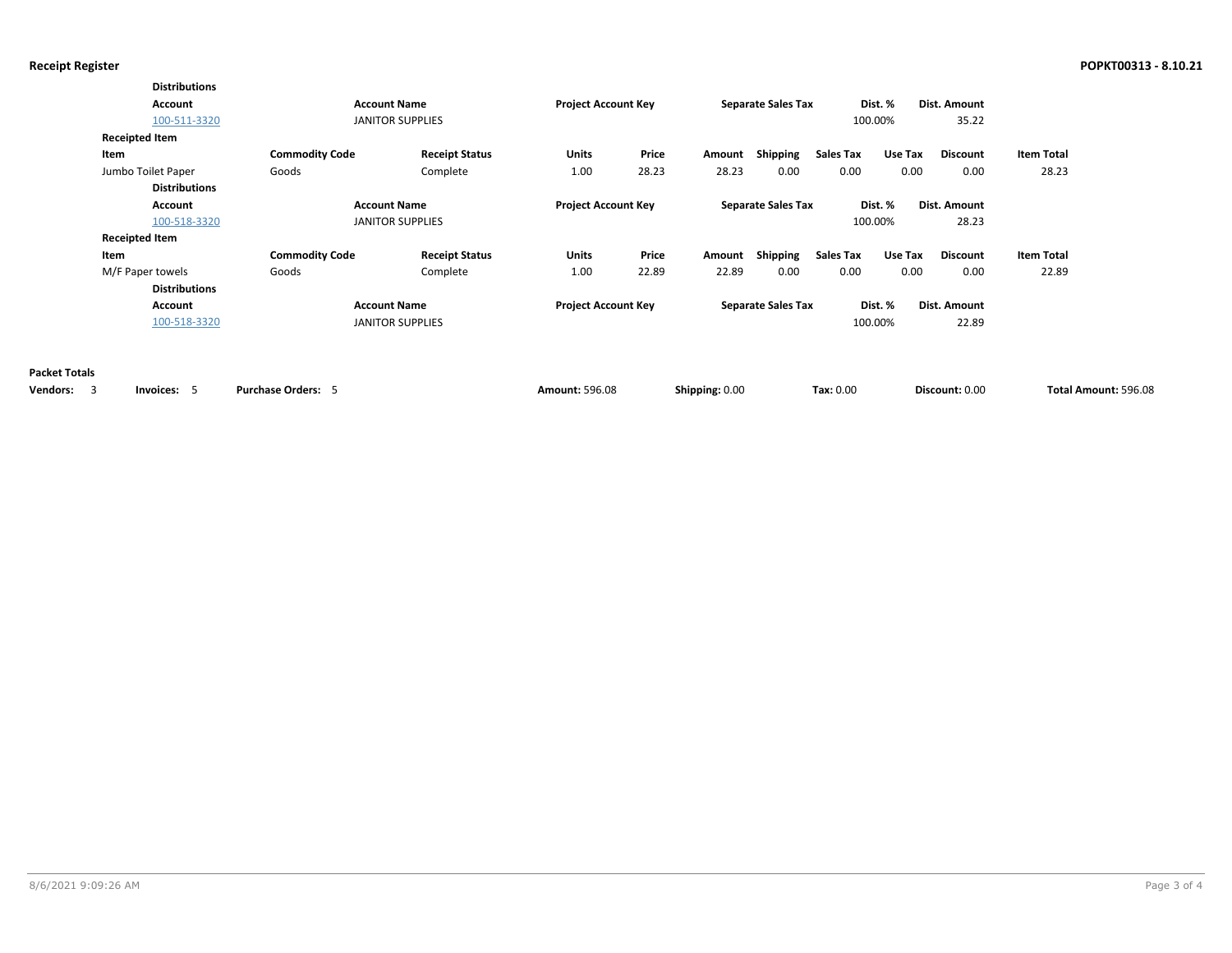**Distributions**

| Account | Account Name | Project Account Key | Separate Sales Tax | Dist. % | Dist. Amount |
|---|---|---|---|---|---|
| 100-511-3320 | JANITOR SUPPLIES | | | 100.00% | 35.22 |

**Receipted Item**

| Item | Commodity Code | Receipt Status | Units | Price | Amount | Shipping | Sales Tax | Use Tax | Discount | Item Total |
|---|---|---|---|---|---|---|---|---|---|---|
| Jumbo Toilet Paper | Goods | Complete | 1.00 | 28.23 | 28.23 | 0.00 | 0.00 | 0.00 | 0.00 | 28.23 |

**Distributions**

| Account | Account Name | Project Account Key | Separate Sales Tax | Dist. % | Dist. Amount |
|---|---|---|---|---|---|
| 100-518-3320 | JANITOR SUPPLIES | | | 100.00% | 28.23 |

**Receipted Item**

| Item | Commodity Code | Receipt Status | Units | Price | Amount | Shipping | Sales Tax | Use Tax | Discount | Item Total |
|---|---|---|---|---|---|---|---|---|---|---|
| M/F Paper towels | Goods | Complete | 1.00 | 22.89 | 22.89 | 0.00 | 0.00 | 0.00 | 0.00 | 22.89 |

**Distributions**

| Account | Account Name | Project Account Key | Separate Sales Tax | Dist. % | Dist. Amount |
|---|---|---|---|---|---|
| 100-518-3320 | JANITOR SUPPLIES | | | 100.00% | 22.89 |

**Packet Totals**

**Vendors:** 3 **Invoices:** 5 **Purchase Orders:** 5 **Amount:** 596.08 **Shipping:** 0.00 **Tax:** 0.00 **Discount:** 0.00 **Total Amount:** 596.08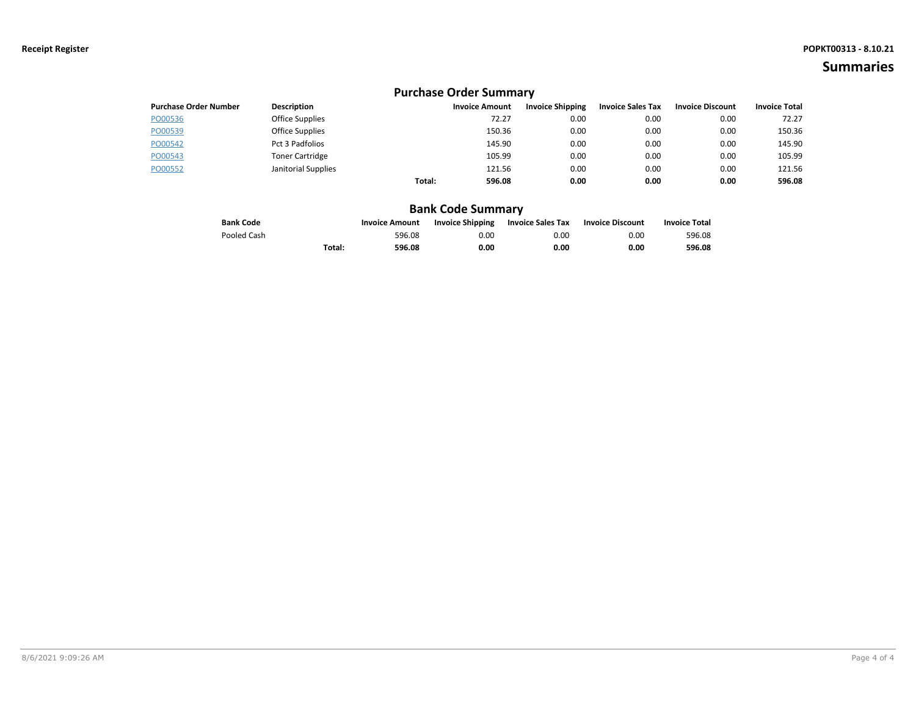Receipt Register

POPKT00313 - 8.10.21

# Summaries

## Purchase Order Summary

| Purchase Order Number | Description | | Invoice Amount | Invoice Shipping | Invoice Sales Tax | Invoice Discount | Invoice Total |
|---|---|---|---|---|---|---|---|
| PO00536 | Office Supplies | | 72.27 | 0.00 | 0.00 | 0.00 | 72.27 |
| PO00539 | Office Supplies | | 150.36 | 0.00 | 0.00 | 0.00 | 150.36 |
| PO00542 | Pct 3 Padfolios | | 145.90 | 0.00 | 0.00 | 0.00 | 145.90 |
| PO00543 | Toner Cartridge | | 105.99 | 0.00 | 0.00 | 0.00 | 105.99 |
| PO00552 | Janitorial Supplies | | 121.56 | 0.00 | 0.00 | 0.00 | 121.56 |
| | | **Total:** | **596.08** | **0.00** | **0.00** | **0.00** | **596.08** |

## Bank Code Summary

| Bank Code | | Invoice Amount | Invoice Shipping | Invoice Sales Tax | Invoice Discount | Invoice Total |
|---|---|---|---|---|---|---|
| Pooled Cash | | 596.08 | 0.00 | 0.00 | 0.00 | 596.08 |
| | **Total:** | **596.08** | **0.00** | **0.00** | **0.00** | **596.08** |

8/6/2021 9:09:26 AM